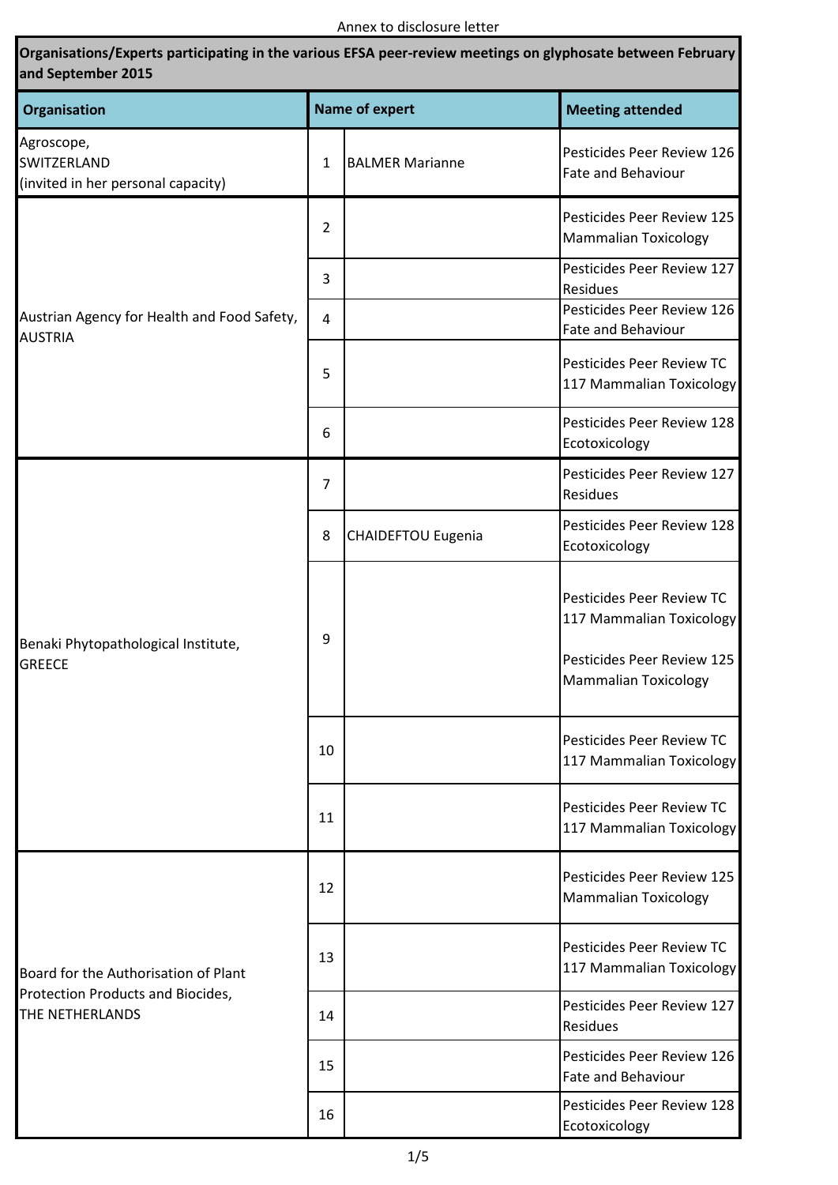Annex to disclosure letter

| Organisations/Experts participating in the various EFSA peer-review meetings on glyphosate between February and September 2015 | | | |
|---|---|---|---|
| **Organisation** | **Name of expert** | | **Meeting attended** |
| Agroscope, SWITZERLAND (invited in her personal capacity) | 1 | BALMER Marianne | Pesticides Peer Review 126 Fate and Behaviour |
| Austrian Agency for Health and Food Safety, AUSTRIA | 2 | | Pesticides Peer Review 125 Mammalian Toxicology |
| | 3 | | Pesticides Peer Review 127 Residues |
| | 4 | | Pesticides Peer Review 126 Fate and Behaviour |
| | 5 | | Pesticides Peer Review TC 117 Mammalian Toxicology |
| | 6 | | Pesticides Peer Review 128 Ecotoxicology |
| Benaki Phytopathological Institute, GREECE | 7 | | Pesticides Peer Review 127 Residues |
| | 8 | CHAIDEFTOU Eugenia | Pesticides Peer Review 128 Ecotoxicology |
| | 9 | | Pesticides Peer Review TC 117 Mammalian Toxicology<br>Pesticides Peer Review 125 Mammalian Toxicology |
| | 10 | | Pesticides Peer Review TC 117 Mammalian Toxicology |
| | 11 | | Pesticides Peer Review TC 117 Mammalian Toxicology |
| Board for the Authorisation of Plant Protection Products and Biocides, THE NETHERLANDS | 12 | | Pesticides Peer Review 125 Mammalian Toxicology |
| | 13 | | Pesticides Peer Review TC 117 Mammalian Toxicology |
| | 14 | | Pesticides Peer Review 127 Residues |
| | 15 | | Pesticides Peer Review 126 Fate and Behaviour |
| | 16 | | Pesticides Peer Review 128 Ecotoxicology |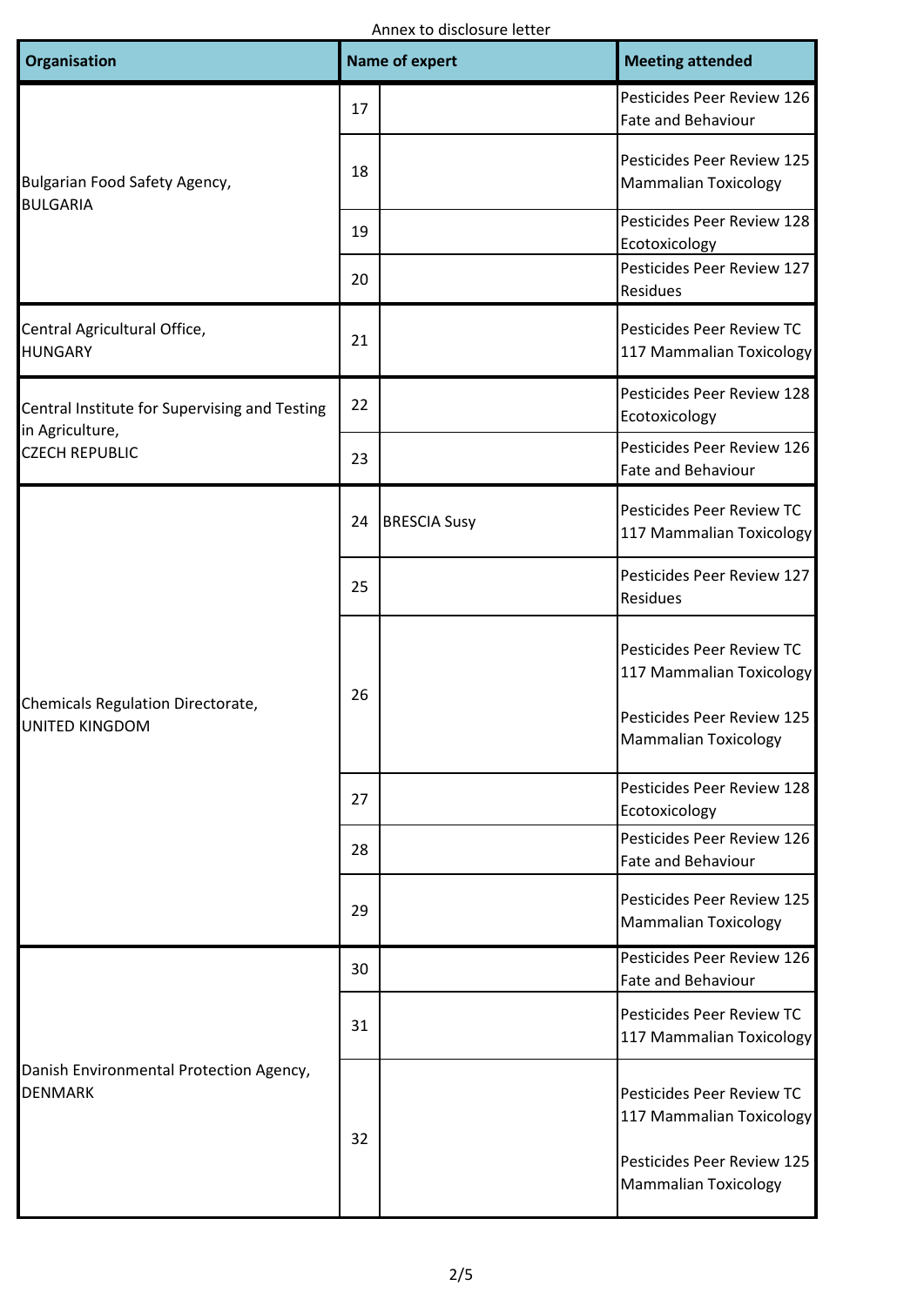Annex to disclosure letter

| Organisation | Name of expert | | Meeting attended |
|---|---|---|---|
| Bulgarian Food Safety Agency, BULGARIA | 17 | | Pesticides Peer Review 126 Fate and Behaviour |
| | 18 | | Pesticides Peer Review 125 Mammalian Toxicology |
| | 19 | | Pesticides Peer Review 128 Ecotoxicology |
| | 20 | | Pesticides Peer Review 127 Residues |
| Central Agricultural Office, HUNGARY | 21 | | Pesticides Peer Review TC 117 Mammalian Toxicology |
| Central Institute for Supervising and Testing in Agriculture, CZECH REPUBLIC | 22 | | Pesticides Peer Review 128 Ecotoxicology |
| | 23 | | Pesticides Peer Review 126 Fate and Behaviour |
| Chemicals Regulation Directorate, UNITED KINGDOM | 24 | BRESCIA Susy | Pesticides Peer Review TC 117 Mammalian Toxicology |
| | 25 | | Pesticides Peer Review 127 Residues |
| | 26 | | Pesticides Peer Review TC 117 Mammalian Toxicology<br><br>Pesticides Peer Review 125 Mammalian Toxicology |
| | 27 | | Pesticides Peer Review 128 Ecotoxicology |
| | 28 | | Pesticides Peer Review 126 Fate and Behaviour |
| | 29 | | Pesticides Peer Review 125 Mammalian Toxicology |
| Danish Environmental Protection Agency, DENMARK | 30 | | Pesticides Peer Review 126 Fate and Behaviour |
| | 31 | | Pesticides Peer Review TC 117 Mammalian Toxicology |
| | 32 | | Pesticides Peer Review TC 117 Mammalian Toxicology<br><br>Pesticides Peer Review 125 Mammalian Toxicology |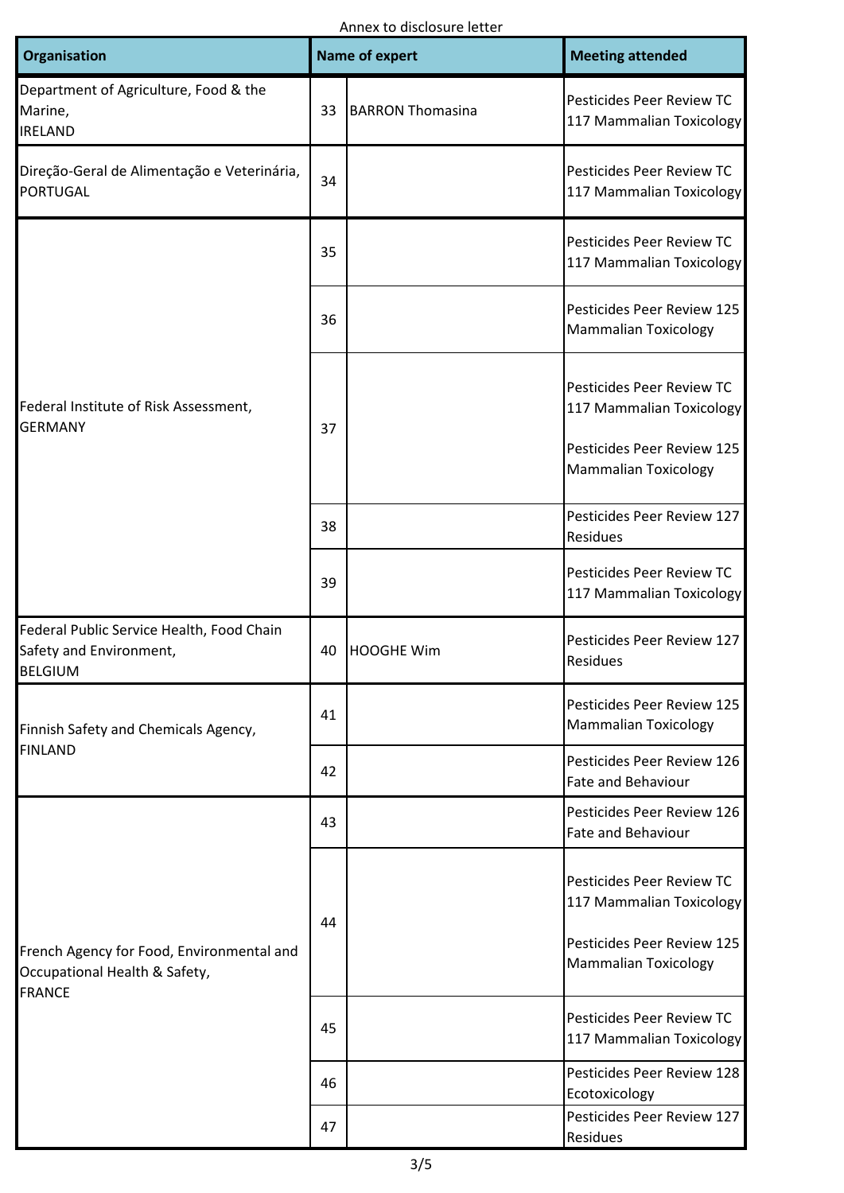Annex to disclosure letter

| Organisation | Name of expert | | Meeting attended |
|---|---|---|---|
| Department of Agriculture, Food & the Marine, IRELAND | 33 | BARRON Thomasina | Pesticides Peer Review TC 117 Mammalian Toxicology |
| Direção-Geral de Alimentação e Veterinária, PORTUGAL | 34 | | Pesticides Peer Review TC 117 Mammalian Toxicology |
| Federal Institute of Risk Assessment, GERMANY | 35 | | Pesticides Peer Review TC 117 Mammalian Toxicology |
| | 36 | | Pesticides Peer Review 125 Mammalian Toxicology |
| | 37 | | Pesticides Peer Review TC 117 Mammalian Toxicology<br><br>Pesticides Peer Review 125 Mammalian Toxicology |
| | 38 | | Pesticides Peer Review 127 Residues |
| | 39 | | Pesticides Peer Review TC 117 Mammalian Toxicology |
| Federal Public Service Health, Food Chain Safety and Environment, BELGIUM | 40 | HOOGHE Wim | Pesticides Peer Review 127 Residues |
| Finnish Safety and Chemicals Agency, FINLAND | 41 | | Pesticides Peer Review 125 Mammalian Toxicology |
| | 42 | | Pesticides Peer Review 126 Fate and Behaviour |
| French Agency for Food, Environmental and Occupational Health & Safety, FRANCE | 43 | | Pesticides Peer Review 126 Fate and Behaviour |
| | 44 | | Pesticides Peer Review TC 117 Mammalian Toxicology<br><br>Pesticides Peer Review 125 Mammalian Toxicology |
| | 45 | | Pesticides Peer Review TC 117 Mammalian Toxicology |
| | 46 | | Pesticides Peer Review 128 Ecotoxicology |
| | 47 | | Pesticides Peer Review 127 Residues |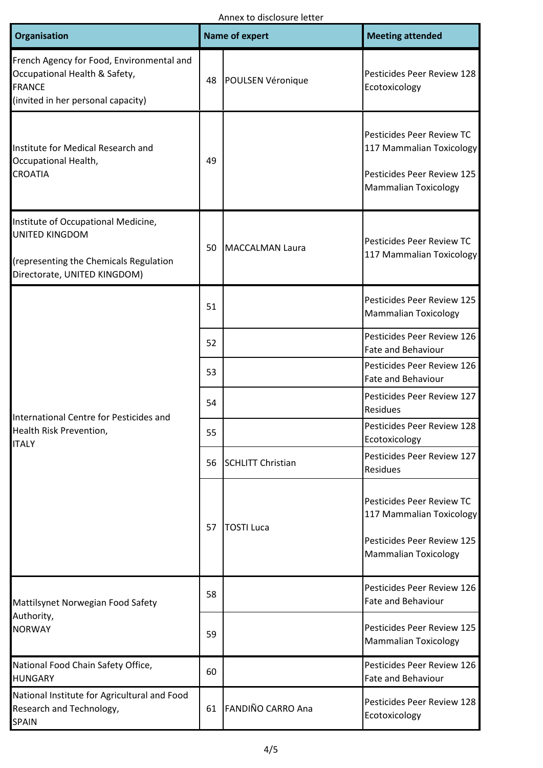Annex to disclosure letter

| Organisation | | Name of expert | Meeting attended |
|---|---|---|---|
| French Agency for Food, Environmental and Occupational Health & Safety, FRANCE (invited in her personal capacity) | 48 | POULSEN Véronique | Pesticides Peer Review 128 Ecotoxicology |
| Institute for Medical Research and Occupational Health, CROATIA | 49 | | Pesticides Peer Review TC 117 Mammalian Toxicology<br><br>Pesticides Peer Review 125 Mammalian Toxicology |
| Institute of Occupational Medicine, UNITED KINGDOM<br><br>(representing the Chemicals Regulation Directorate, UNITED KINGDOM) | 50 | MACCALMAN Laura | Pesticides Peer Review TC 117 Mammalian Toxicology |
| International Centre for Pesticides and Health Risk Prevention, ITALY | 51 | | Pesticides Peer Review 125 Mammalian Toxicology |
| | 52 | | Pesticides Peer Review 126 Fate and Behaviour |
| | 53 | | Pesticides Peer Review 126 Fate and Behaviour |
| | 54 | | Pesticides Peer Review 127 Residues |
| | 55 | | Pesticides Peer Review 128 Ecotoxicology |
| | 56 | SCHLITT Christian | Pesticides Peer Review 127 Residues |
| | 57 | TOSTI Luca | Pesticides Peer Review TC 117 Mammalian Toxicology<br><br>Pesticides Peer Review 125 Mammalian Toxicology |
| Mattilsynet Norwegian Food Safety Authority, NORWAY | 58 | | Pesticides Peer Review 126 Fate and Behaviour |
| | 59 | | Pesticides Peer Review 125 Mammalian Toxicology |
| National Food Chain Safety Office, HUNGARY | 60 | | Pesticides Peer Review 126 Fate and Behaviour |
| National Institute for Agricultural and Food Research and Technology, SPAIN | 61 | FANDIÑO CARRO Ana | Pesticides Peer Review 128 Ecotoxicology |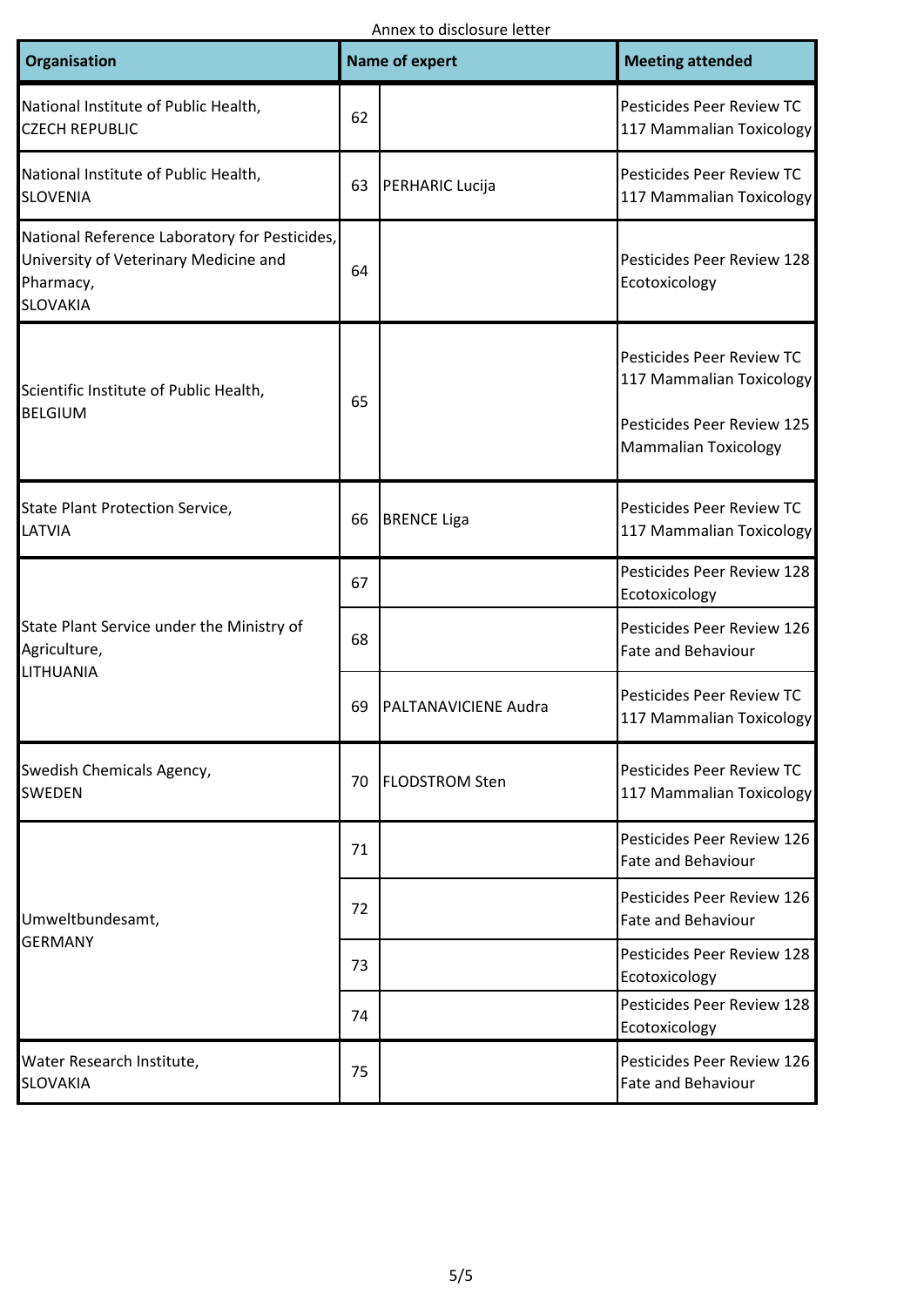Annex to disclosure letter

| Organisation | Name of expert | | Meeting attended |
|---|---|---|---|
| National Institute of Public Health, CZECH REPUBLIC | 62 | | Pesticides Peer Review TC 117 Mammalian Toxicology |
| National Institute of Public Health, SLOVENIA | 63 | PERHARIC Lucija | Pesticides Peer Review TC 117 Mammalian Toxicology |
| National Reference Laboratory for Pesticides, University of Veterinary Medicine and Pharmacy, SLOVAKIA | 64 | | Pesticides Peer Review 128 Ecotoxicology |
| Scientific Institute of Public Health, BELGIUM | 65 | | Pesticides Peer Review TC 117 Mammalian Toxicology<br>Pesticides Peer Review 125 Mammalian Toxicology |
| State Plant Protection Service, LATVIA | 66 | BRENCE Liga | Pesticides Peer Review TC 117 Mammalian Toxicology |
| State Plant Service under the Ministry of Agriculture, LITHUANIA | 67 | | Pesticides Peer Review 128 Ecotoxicology |
| | 68 | | Pesticides Peer Review 126 Fate and Behaviour |
| | 69 | PALTANAVICIENE Audra | Pesticides Peer Review TC 117 Mammalian Toxicology |
| Swedish Chemicals Agency, SWEDEN | 70 | FLODSTROM Sten | Pesticides Peer Review TC 117 Mammalian Toxicology |
| Umweltbundesamt, GERMANY | 71 | | Pesticides Peer Review 126 Fate and Behaviour |
| | 72 | | Pesticides Peer Review 126 Fate and Behaviour |
| | 73 | | Pesticides Peer Review 128 Ecotoxicology |
| | 74 | | Pesticides Peer Review 128 Ecotoxicology |
| Water Research Institute, SLOVAKIA | 75 | | Pesticides Peer Review 126 Fate and Behaviour |